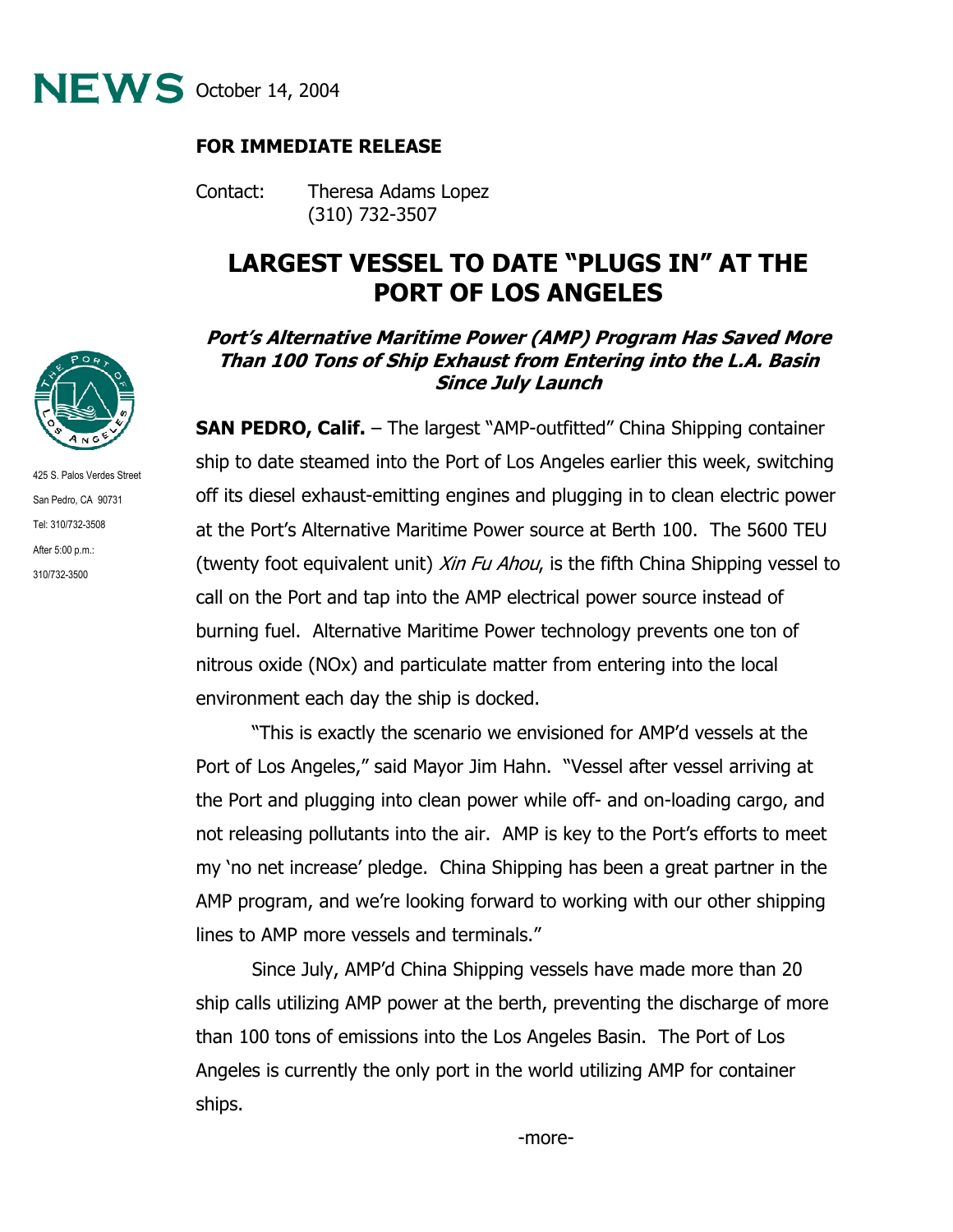**NEWS** October 14, 2004

**FOR IMMEDIATE RELEASE**

Contact: Theresa Adams Lopez
(310) 732-3507

425 S. Palos Verdes Street
San Pedro, CA 90731
Tel: 310/732-3508
After 5:00 p.m.:
310/732-3500

# LARGEST VESSEL TO DATE "PLUGS IN" AT THE PORT OF LOS ANGELES

## *Port's Alternative Maritime Power (AMP) Program Has Saved More Than 100 Tons of Ship Exhaust from Entering into the L.A. Basin Since July Launch*

**SAN PEDRO, Calif.** – The largest "AMP-outfitted" China Shipping container ship to date steamed into the Port of Los Angeles earlier this week, switching off its diesel exhaust-emitting engines and plugging in to clean electric power at the Port's Alternative Maritime Power source at Berth 100. The 5600 TEU (twenty foot equivalent unit) *Xin Fu Ahou*, is the fifth China Shipping vessel to call on the Port and tap into the AMP electrical power source instead of burning fuel. Alternative Maritime Power technology prevents one ton of nitrous oxide (NOx) and particulate matter from entering into the local environment each day the ship is docked.

"This is exactly the scenario we envisioned for AMP'd vessels at the Port of Los Angeles," said Mayor Jim Hahn. "Vessel after vessel arriving at the Port and plugging into clean power while off- and on-loading cargo, and not releasing pollutants into the air. AMP is key to the Port's efforts to meet my 'no net increase' pledge. China Shipping has been a great partner in the AMP program, and we're looking forward to working with our other shipping lines to AMP more vessels and terminals."

Since July, AMP'd China Shipping vessels have made more than 20 ship calls utilizing AMP power at the berth, preventing the discharge of more than 100 tons of emissions into the Los Angeles Basin. The Port of Los Angeles is currently the only port in the world utilizing AMP for container ships.

-more-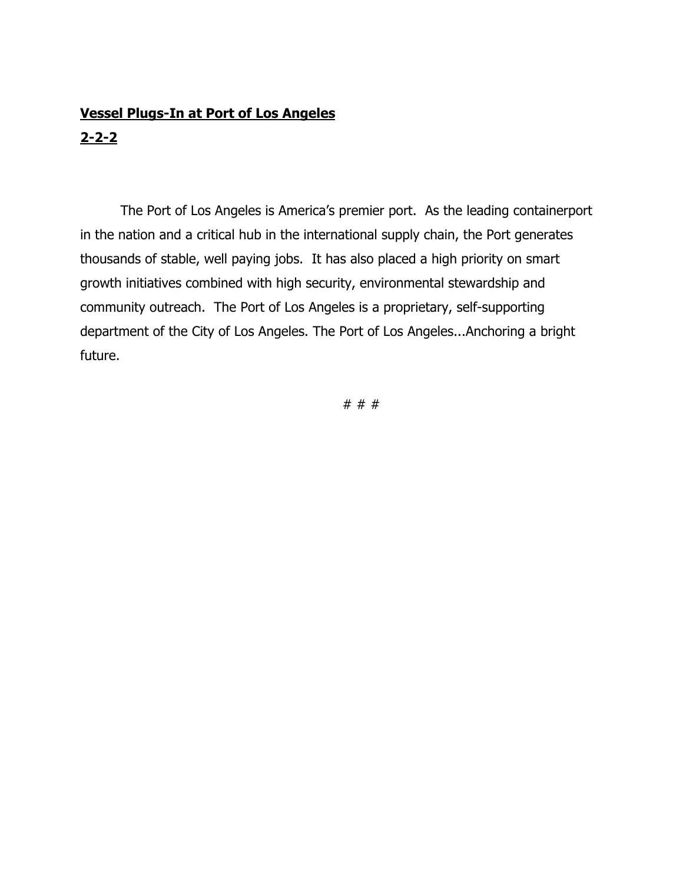The Port of Los Angeles is America's premier port. As the leading containerport in the nation and a critical hub in the international supply chain, the Port generates thousands of stable, well paying jobs. It has also placed a high priority on smart growth initiatives combined with high security, environmental stewardship and community outreach. The Port of Los Angeles is a proprietary, self-supporting department of the City of Los Angeles. The Port of Los Angeles...Anchoring a bright future.

# # #